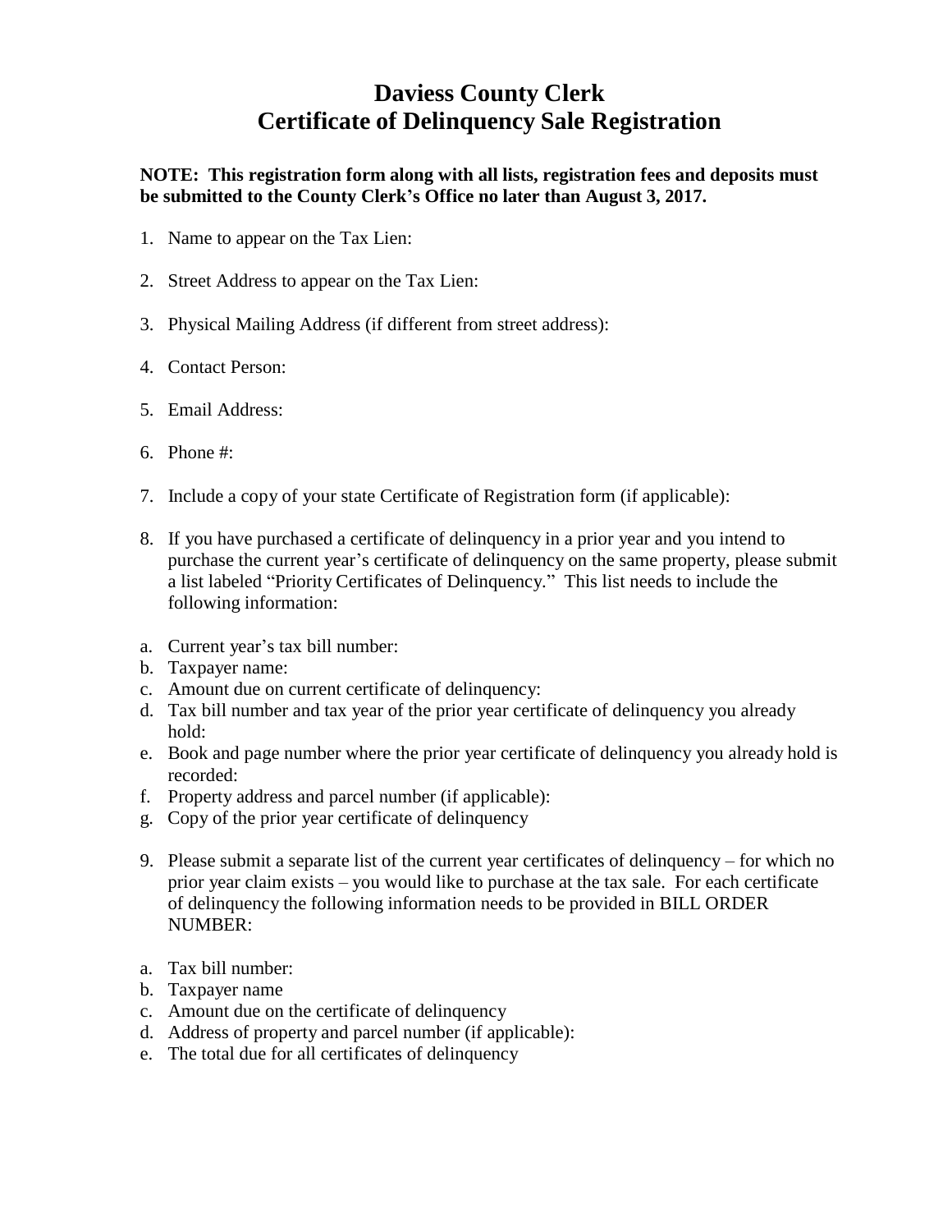# Daviess County Clerk
# Certificate of Delinquency Sale Registration

**NOTE: This registration form along with all lists, registration fees and deposits must be submitted to the County Clerk's Office no later than August 3, 2017.**

1. Name to appear on the Tax Lien:
2. Street Address to appear on the Tax Lien:
3. Physical Mailing Address (if different from street address):
4. Contact Person:
5. Email Address:
6. Phone #:
7. Include a copy of your state Certificate of Registration form (if applicable):
8. If you have purchased a certificate of delinquency in a prior year and you intend to purchase the current year's certificate of delinquency on the same property, please submit a list labeled "Priority Certificates of Delinquency." This list needs to include the following information:

a. Current year's tax bill number:
b. Taxpayer name:
c. Amount due on current certificate of delinquency:
d. Tax bill number and tax year of the prior year certificate of delinquency you already hold:
e. Book and page number where the prior year certificate of delinquency you already hold is recorded:
f. Property address and parcel number (if applicable):
g. Copy of the prior year certificate of delinquency

9. Please submit a separate list of the current year certificates of delinquency – for which no prior year claim exists – you would like to purchase at the tax sale. For each certificate of delinquency the following information needs to be provided in BILL ORDER NUMBER:

a. Tax bill number:
b. Taxpayer name
c. Amount due on the certificate of delinquency
d. Address of property and parcel number (if applicable):
e. The total due for all certificates of delinquency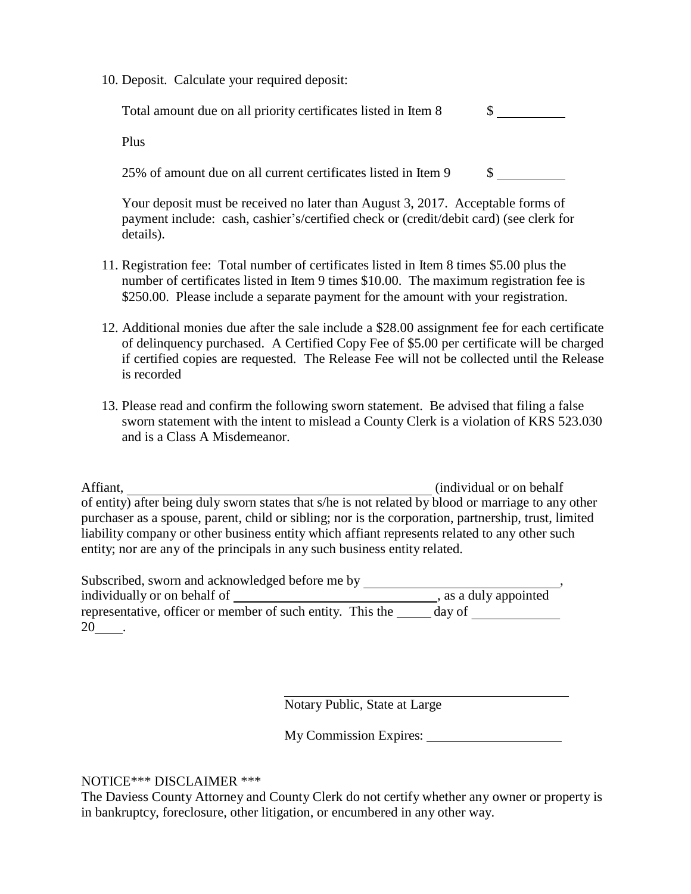10. Deposit. Calculate your required deposit:

    Total amount due on all priority certificates listed in Item 8 $ __________

    Plus

    25% of amount due on all current certificates listed in Item 9 $ __________

    Your deposit must be received no later than August 3, 2017. Acceptable forms of payment include: cash, cashier's/certified check or (credit/debit card) (see clerk for details).

11. Registration fee: Total number of certificates listed in Item 8 times $5.00 plus the number of certificates listed in Item 9 times $10.00. The maximum registration fee is $250.00. Please include a separate payment for the amount with your registration.

12. Additional monies due after the sale include a $28.00 assignment fee for each certificate of delinquency purchased. A Certified Copy Fee of $5.00 per certificate will be charged if certified copies are requested. The Release Fee will not be collected until the Release is recorded

13. Please read and confirm the following sworn statement. Be advised that filing a false sworn statement with the intent to mislead a County Clerk is a violation of KRS 523.030 and is a Class A Misdemeanor.

Affiant, ______________________________________________ (individual or on behalf of entity) after being duly sworn states that s/he is not related by blood or marriage to any other purchaser as a spouse, parent, child or sibling; nor is the corporation, partnership, trust, limited liability company or other business entity which affiant represents related to any other such entity; nor are any of the principals in any such business entity related.

Subscribed, sworn and acknowledged before me by ____________________________, individually or on behalf of ______________________________, as a duly appointed representative, officer or member of such entity. This the _____ day of _____________ 20____.

______________________________________________

Notary Public, State at Large

My Commission Expires: ____________________

NOTICE*** DISCLAIMER ***

The Daviess County Attorney and County Clerk do not certify whether any owner or property is in bankruptcy, foreclosure, other litigation, or encumbered in any other way.